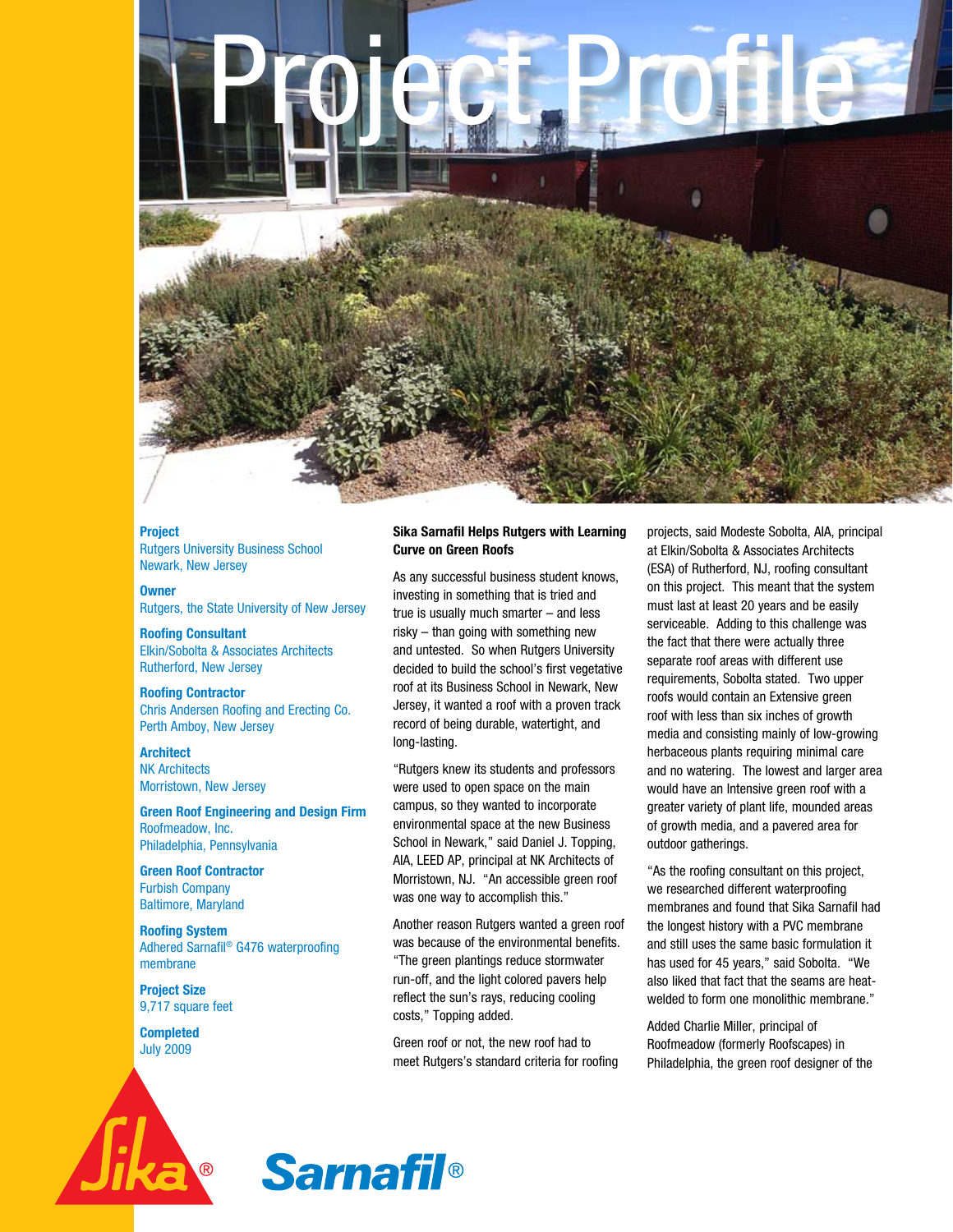# Project Profile

**Project**
Rutgers University Business School
Newark, New Jersey

**Owner**
Rutgers, the State University of New Jersey

**Roofing Consultant**
Elkin/Sobolta & Associates Architects
Rutherford, New Jersey

**Roofing Contractor**
Chris Andersen Roofing and Erecting Co.
Perth Amboy, New Jersey

**Architect**
NK Architects
Morristown, New Jersey

**Green Roof Engineering and Design Firm**
Roofmeadow, Inc.
Philadelphia, Pennsylvania

**Green Roof Contractor**
Furbish Company
Baltimore, Maryland

**Roofing System**
Adhered Sarnafil® G476 waterproofing membrane

**Project Size**
9,717 square feet

**Completed**
July 2009

## Sika Sarnafil Helps Rutgers with Learning Curve on Green Roofs

As any successful business student knows, investing in something that is tried and true is usually much smarter – and less risky – than going with something new and untested. So when Rutgers University decided to build the school's first vegetative roof at its Business School in Newark, New Jersey, it wanted a roof with a proven track record of being durable, watertight, and long-lasting.

"Rutgers knew its students and professors were used to open space on the main campus, so they wanted to incorporate environmental space at the new Business School in Newark," said Daniel J. Topping, AIA, LEED AP, principal at NK Architects of Morristown, NJ. "An accessible green roof was one way to accomplish this."

Another reason Rutgers wanted a green roof was because of the environmental benefits. "The green plantings reduce stormwater run-off, and the light colored pavers help reflect the sun's rays, reducing cooling costs," Topping added.

Green roof or not, the new roof had to meet Rutgers's standard criteria for roofing projects, said Modeste Sobolta, AIA, principal at Elkin/Sobolta & Associates Architects (ESA) of Rutherford, NJ, roofing consultant on this project. This meant that the system must last at least 20 years and be easily serviceable. Adding to this challenge was the fact that there were actually three separate roof areas with different use requirements, Sobolta stated. Two upper roofs would contain an Extensive green roof with less than six inches of growth media and consisting mainly of low-growing herbaceous plants requiring minimal care and no watering. The lowest and larger area would have an Intensive green roof with a greater variety of plant life, mounded areas of growth media, and a pavered area for outdoor gatherings.

"As the roofing consultant on this project, we researched different waterproofing membranes and found that Sika Sarnafil had the longest history with a PVC membrane and still uses the same basic formulation it has used for 45 years," said Sobolta. "We also liked that fact that the seams are heat-welded to form one monolithic membrane."

Added Charlie Miller, principal of Roofmeadow (formerly Roofscapes) in Philadelphia, the green roof designer of the

Sika® Sarnafil®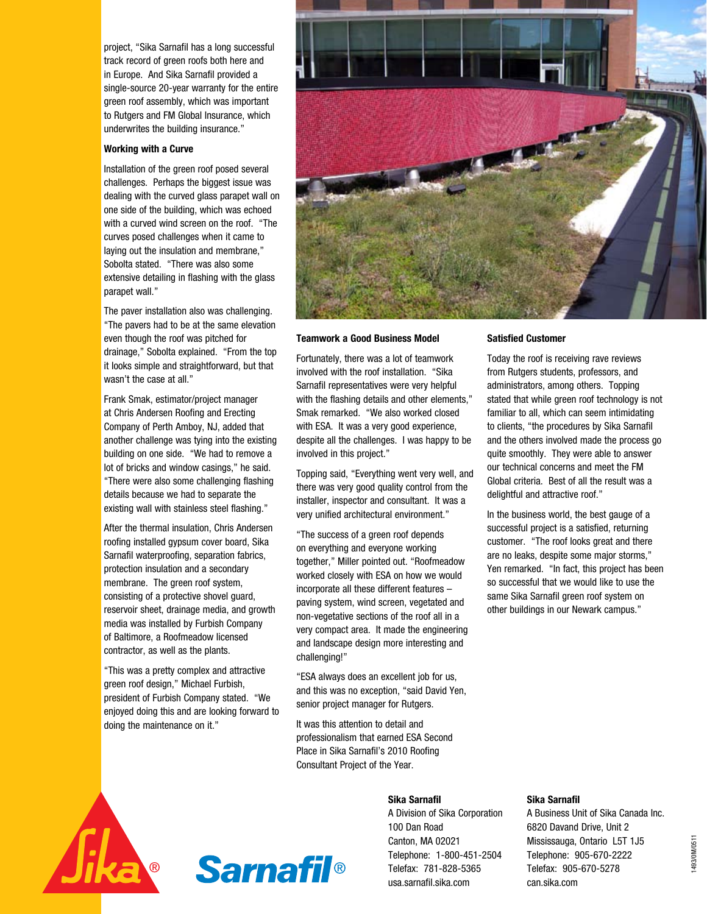project, "Sika Sarnafil has a long successful track record of green roofs both here and in Europe. And Sika Sarnafil provided a single-source 20-year warranty for the entire green roof assembly, which was important to Rutgers and FM Global Insurance, which underwrites the building insurance."

### Working with a Curve

Installation of the green roof posed several challenges. Perhaps the biggest issue was dealing with the curved glass parapet wall on one side of the building, which was echoed with a curved wind screen on the roof. "The curves posed challenges when it came to laying out the insulation and membrane," Sobolta stated. "There was also some extensive detailing in flashing with the glass parapet wall."

The paver installation also was challenging. "The pavers had to be at the same elevation even though the roof was pitched for drainage," Sobolta explained. "From the top it looks simple and straightforward, but that wasn't the case at all."

Frank Smak, estimator/project manager at Chris Andersen Roofing and Erecting Company of Perth Amboy, NJ, added that another challenge was tying into the existing building on one side. "We had to remove a lot of bricks and window casings," he said. "There were also some challenging flashing details because we had to separate the existing wall with stainless steel flashing."

After the thermal insulation, Chris Andersen roofing installed gypsum cover board, Sika Sarnafil waterproofing, separation fabrics, protection insulation and a secondary membrane. The green roof system, consisting of a protective shovel guard, reservoir sheet, drainage media, and growth media was installed by Furbish Company of Baltimore, a Roofmeadow licensed contractor, as well as the plants.

"This was a pretty complex and attractive green roof design," Michael Furbish, president of Furbish Company stated. "We enjoyed doing this and are looking forward to doing the maintenance on it."

### Teamwork a Good Business Model

Fortunately, there was a lot of teamwork involved with the roof installation. "Sika Sarnafil representatives were very helpful with the flashing details and other elements," Smak remarked. "We also worked closed with ESA. It was a very good experience, despite all the challenges. I was happy to be involved in this project."

Topping said, "Everything went very well, and there was very good quality control from the installer, inspector and consultant. It was a very unified architectural environment."

"The success of a green roof depends on everything and everyone working together," Miller pointed out. "Roofmeadow worked closely with ESA on how we would incorporate all these different features – paving system, wind screen, vegetated and non-vegetative sections of the roof all in a very compact area. It made the engineering and landscape design more interesting and challenging!"

"ESA always does an excellent job for us, and this was no exception, "said David Yen, senior project manager for Rutgers.

It was this attention to detail and professionalism that earned ESA Second Place in Sika Sarnafil's 2010 Roofing Consultant Project of the Year.

### Satisfied Customer

Today the roof is receiving rave reviews from Rutgers students, professors, and administrators, among others. Topping stated that while green roof technology is not familiar to all, which can seem intimidating to clients, "the procedures by Sika Sarnafil and the others involved made the process go quite smoothly. They were able to answer our technical concerns and meet the FM Global criteria. Best of all the result was a delightful and attractive roof."

In the business world, the best gauge of a successful project is a satisfied, returning customer. "The roof looks great and there are no leaks, despite some major storms," Yen remarked. "In fact, this project has been so successful that we would like to use the same Sika Sarnafil green roof system on other buildings in our Newark campus."

Sika® Sarnafil®

**Sika Sarnafil**
A Division of Sika Corporation
100 Dan Road
Canton, MA 02021
Telephone: 1-800-451-2504
Telefax: 781-828-5365
usa.sarnafil.sika.com

**Sika Sarnafil**
A Business Unit of Sika Canada Inc.
6820 Davand Drive, Unit 2
Mississauga, Ontario L5T 1J5
Telephone: 905-670-2222
Telefax: 905-670-5278
can.sika.com

1493/0M/0511